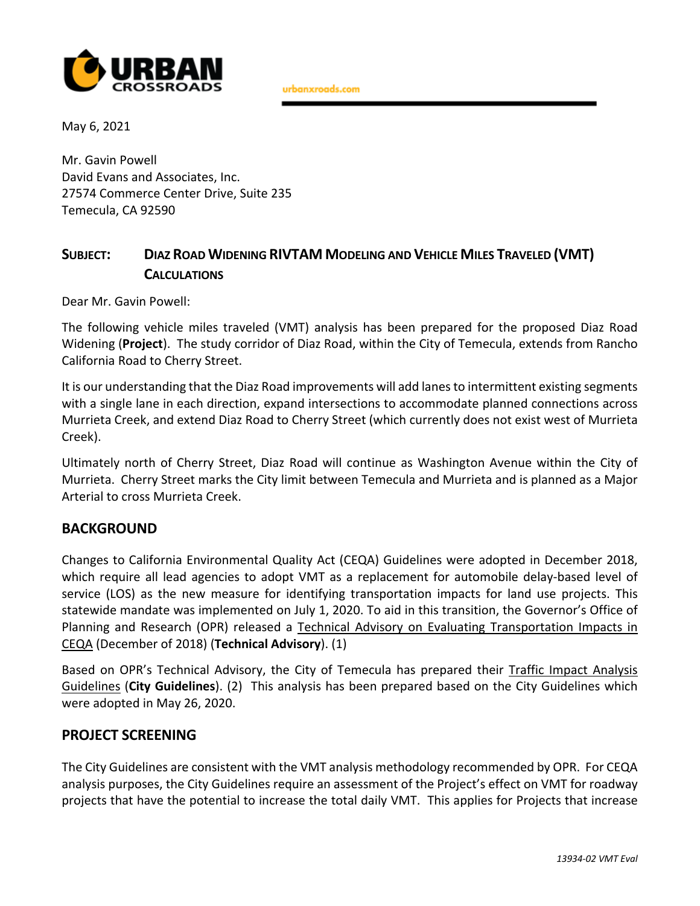URBAN CROSSROADS

urbanxroads.com

May 6, 2021

Mr. Gavin Powell
David Evans and Associates, Inc.
27574 Commerce Center Drive, Suite 235
Temecula, CA 92590

**SUBJECT: DIAZ ROAD WIDENING RIVTAM MODELING AND VEHICLE MILES TRAVELED (VMT) CALCULATIONS**

Dear Mr. Gavin Powell:

The following vehicle miles traveled (VMT) analysis has been prepared for the proposed Diaz Road Widening (**Project**). The study corridor of Diaz Road, within the City of Temecula, extends from Rancho California Road to Cherry Street.

It is our understanding that the Diaz Road improvements will add lanes to intermittent existing segments with a single lane in each direction, expand intersections to accommodate planned connections across Murrieta Creek, and extend Diaz Road to Cherry Street (which currently does not exist west of Murrieta Creek).

Ultimately north of Cherry Street, Diaz Road will continue as Washington Avenue within the City of Murrieta. Cherry Street marks the City limit between Temecula and Murrieta and is planned as a Major Arterial to cross Murrieta Creek.

## BACKGROUND

Changes to California Environmental Quality Act (CEQA) Guidelines were adopted in December 2018, which require all lead agencies to adopt VMT as a replacement for automobile delay-based level of service (LOS) as the new measure for identifying transportation impacts for land use projects. This statewide mandate was implemented on July 1, 2020. To aid in this transition, the Governor's Office of Planning and Research (OPR) released a Technical Advisory on Evaluating Transportation Impacts in CEQA (December of 2018) (**Technical Advisory**). (1)

Based on OPR's Technical Advisory, the City of Temecula has prepared their Traffic Impact Analysis Guidelines (**City Guidelines**). (2) This analysis has been prepared based on the City Guidelines which were adopted in May 26, 2020.

## PROJECT SCREENING

The City Guidelines are consistent with the VMT analysis methodology recommended by OPR. For CEQA analysis purposes, the City Guidelines require an assessment of the Project's effect on VMT for roadway projects that have the potential to increase the total daily VMT. This applies for Projects that increase

*13934-02 VMT Eval*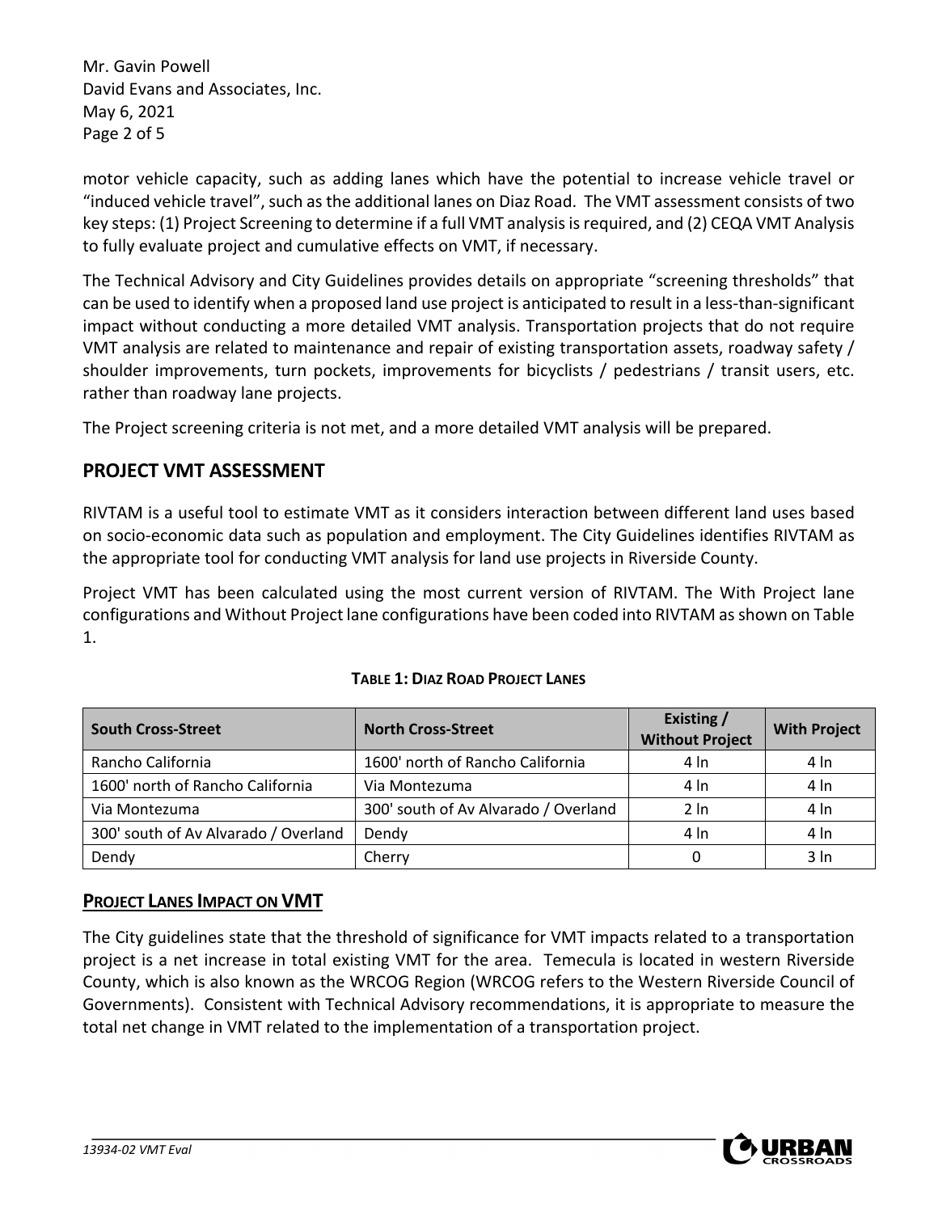motor vehicle capacity, such as adding lanes which have the potential to increase vehicle travel or "induced vehicle travel", such as the additional lanes on Diaz Road. The VMT assessment consists of two key steps: (1) Project Screening to determine if a full VMT analysis is required, and (2) CEQA VMT Analysis to fully evaluate project and cumulative effects on VMT, if necessary.

The Technical Advisory and City Guidelines provides details on appropriate "screening thresholds" that can be used to identify when a proposed land use project is anticipated to result in a less-than-significant impact without conducting a more detailed VMT analysis. Transportation projects that do not require VMT analysis are related to maintenance and repair of existing transportation assets, roadway safety / shoulder improvements, turn pockets, improvements for bicyclists / pedestrians / transit users, etc. rather than roadway lane projects.

The Project screening criteria is not met, and a more detailed VMT analysis will be prepared.

## PROJECT VMT ASSESSMENT

RIVTAM is a useful tool to estimate VMT as it considers interaction between different land uses based on socio-economic data such as population and employment. The City Guidelines identifies RIVTAM as the appropriate tool for conducting VMT analysis for land use projects in Riverside County.

Project VMT has been calculated using the most current version of RIVTAM. The With Project lane configurations and Without Project lane configurations have been coded into RIVTAM as shown on Table 1.

**TABLE 1: DIAZ ROAD PROJECT LANES**

| South Cross-Street | North Cross-Street | Existing / Without Project | With Project |
|---|---|---|---|
| Rancho California | 1600' north of Rancho California | 4 ln | 4 ln |
| 1600' north of Rancho California | Via Montezuma | 4 ln | 4 ln |
| Via Montezuma | 300' south of Av Alvarado / Overland | 2 ln | 4 ln |
| 300' south of Av Alvarado / Overland | Dendy | 4 ln | 4 ln |
| Dendy | Cherry | 0 | 3 ln |

### PROJECT LANES IMPACT ON VMT

The City guidelines state that the threshold of significance for VMT impacts related to a transportation project is a net increase in total existing VMT for the area. Temecula is located in western Riverside County, which is also known as the WRCOG Region (WRCOG refers to the Western Riverside Council of Governments). Consistent with Technical Advisory recommendations, it is appropriate to measure the total net change in VMT related to the implementation of a transportation project.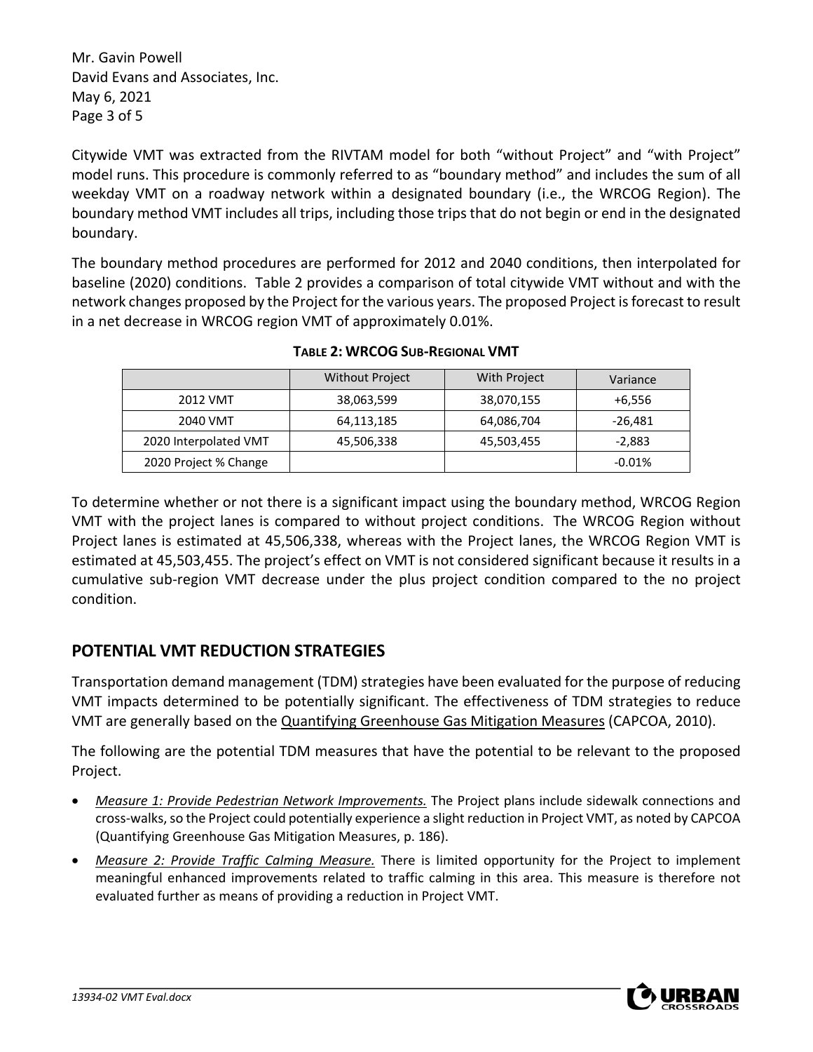Citywide VMT was extracted from the RIVTAM model for both "without Project" and "with Project" model runs. This procedure is commonly referred to as "boundary method" and includes the sum of all weekday VMT on a roadway network within a designated boundary (i.e., the WRCOG Region). The boundary method VMT includes all trips, including those trips that do not begin or end in the designated boundary.

The boundary method procedures are performed for 2012 and 2040 conditions, then interpolated for baseline (2020) conditions. Table 2 provides a comparison of total citywide VMT without and with the network changes proposed by the Project for the various years. The proposed Project is forecast to result in a net decrease in WRCOG region VMT of approximately 0.01%.

**TABLE 2: WRCOG SUB-REGIONAL VMT**

| | Without Project | With Project | Variance |
|---|---|---|---|
| 2012 VMT | 38,063,599 | 38,070,155 | +6,556 |
| 2040 VMT | 64,113,185 | 64,086,704 | -26,481 |
| 2020 Interpolated VMT | 45,506,338 | 45,503,455 | -2,883 |
| 2020 Project % Change | | | -0.01% |

To determine whether or not there is a significant impact using the boundary method, WRCOG Region VMT with the project lanes is compared to without project conditions. The WRCOG Region without Project lanes is estimated at 45,506,338, whereas with the Project lanes, the WRCOG Region VMT is estimated at 45,503,455. The project's effect on VMT is not considered significant because it results in a cumulative sub-region VMT decrease under the plus project condition compared to the no project condition.

## POTENTIAL VMT REDUCTION STRATEGIES

Transportation demand management (TDM) strategies have been evaluated for the purpose of reducing VMT impacts determined to be potentially significant. The effectiveness of TDM strategies to reduce VMT are generally based on the Quantifying Greenhouse Gas Mitigation Measures (CAPCOA, 2010).

The following are the potential TDM measures that have the potential to be relevant to the proposed Project.

- *Measure 1: Provide Pedestrian Network Improvements.* The Project plans include sidewalk connections and cross-walks, so the Project could potentially experience a slight reduction in Project VMT, as noted by CAPCOA (Quantifying Greenhouse Gas Mitigation Measures, p. 186).
- *Measure 2: Provide Traffic Calming Measure.* There is limited opportunity for the Project to implement meaningful enhanced improvements related to traffic calming in this area. This measure is therefore not evaluated further as means of providing a reduction in Project VMT.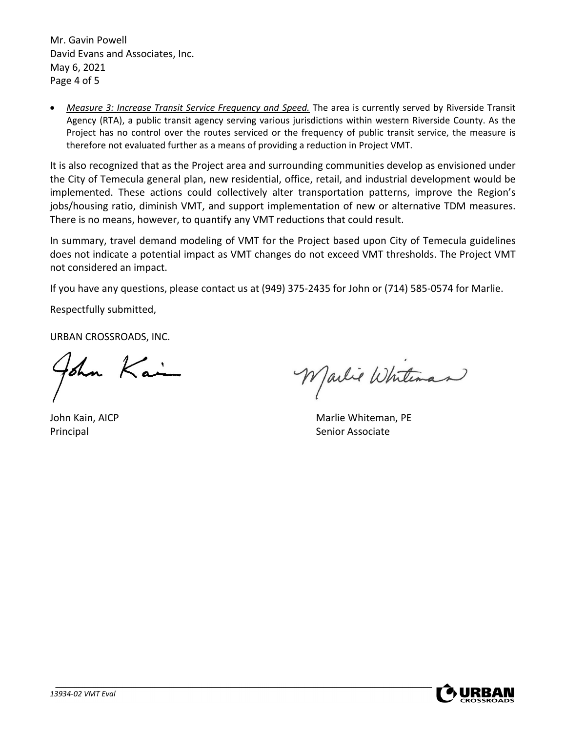- *Measure 3: Increase Transit Service Frequency and Speed.* The area is currently served by Riverside Transit Agency (RTA), a public transit agency serving various jurisdictions within western Riverside County. As the Project has no control over the routes serviced or the frequency of public transit service, the measure is therefore not evaluated further as a means of providing a reduction in Project VMT.

It is also recognized that as the Project area and surrounding communities develop as envisioned under the City of Temecula general plan, new residential, office, retail, and industrial development would be implemented. These actions could collectively alter transportation patterns, improve the Region's jobs/housing ratio, diminish VMT, and support implementation of new or alternative TDM measures. There is no means, however, to quantify any VMT reductions that could result.

In summary, travel demand modeling of VMT for the Project based upon City of Temecula guidelines does not indicate a potential impact as VMT changes do not exceed VMT thresholds. The Project VMT not considered an impact.

If you have any questions, please contact us at (949) 375-2435 for John or (714) 585-0574 for Marlie.

Respectfully submitted,

URBAN CROSSROADS, INC.

John Kain, AICP
Principal

Marlie Whiteman, PE
Senior Associate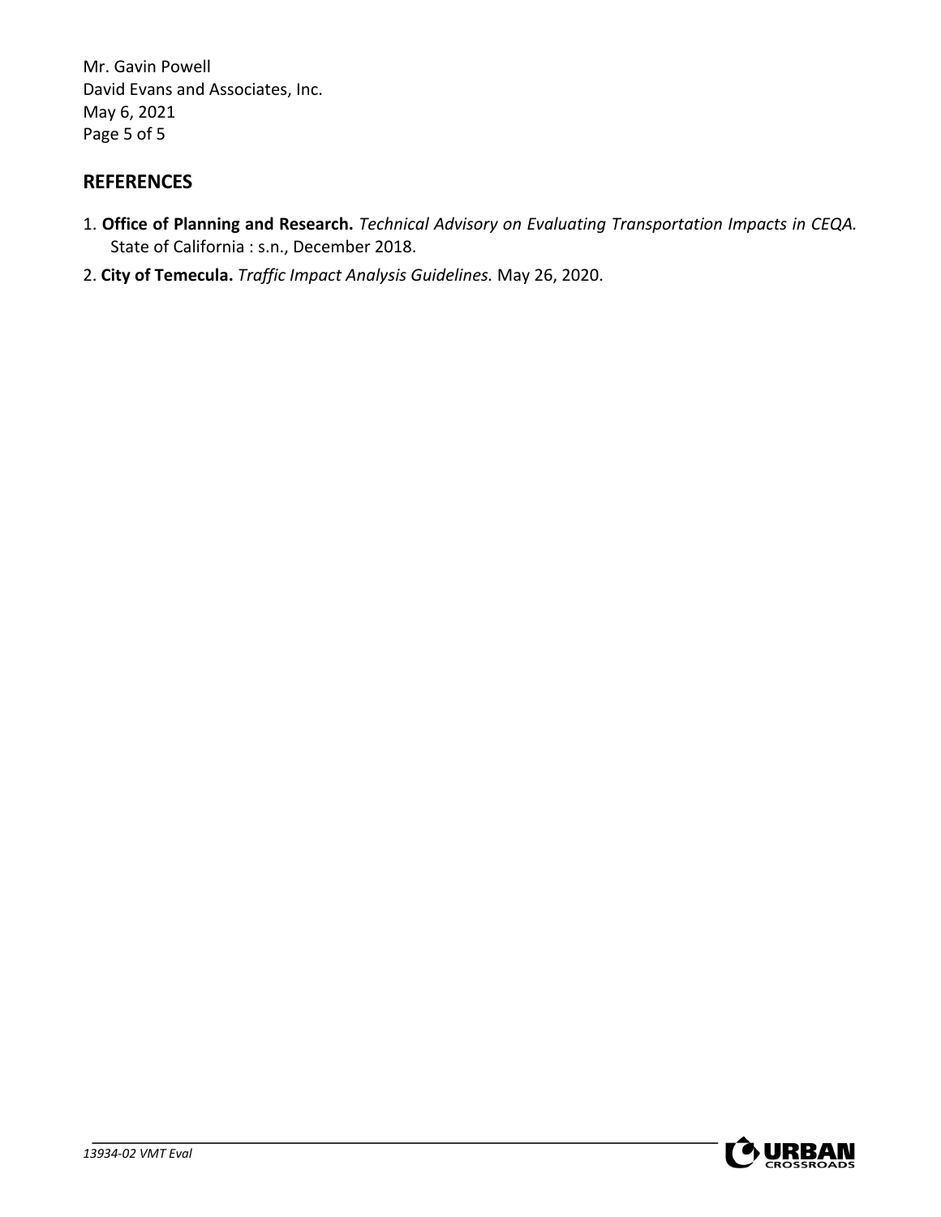## REFERENCES

1. **Office of Planning and Research.** *Technical Advisory on Evaluating Transportation Impacts in CEQA.* State of California : s.n., December 2018.
2. **City of Temecula.** *Traffic Impact Analysis Guidelines.* May 26, 2020.